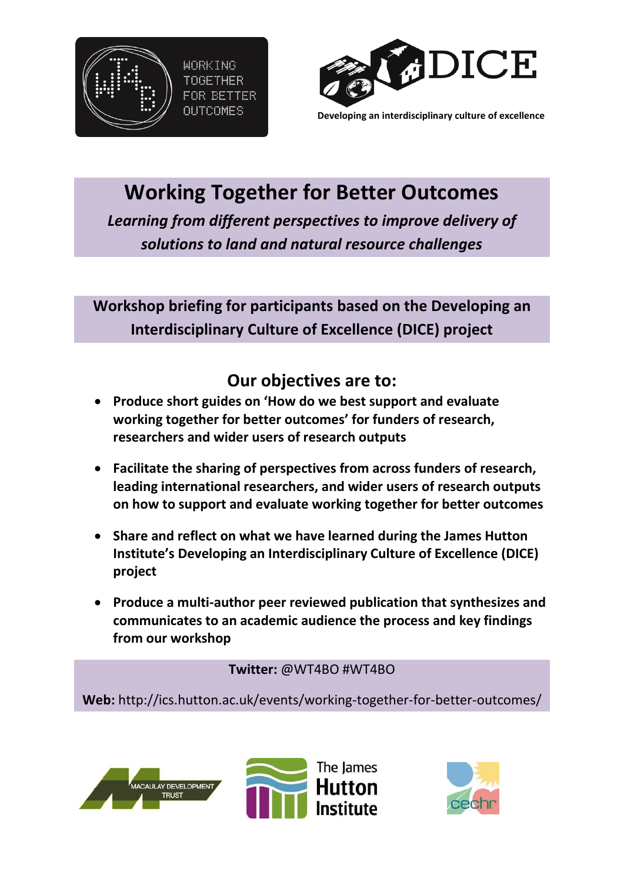# Working Together for Better Outcomes

*Learning from different perspectives to improve delivery of solutions to land and natural resource challenges*

**Workshop briefing for participants based on the Developing an Interdisciplinary Culture of Excellence (DICE) project**

## Our objectives are to:

- **Produce short guides on 'How do we best support and evaluate working together for better outcomes' for funders of research, researchers and wider users of research outputs**
- **Facilitate the sharing of perspectives from across funders of research, leading international researchers, and wider users of research outputs on how to support and evaluate working together for better outcomes**
- **Share and reflect on what we have learned during the James Hutton Institute's Developing an Interdisciplinary Culture of Excellence (DICE) project**
- **Produce a multi-author peer reviewed publication that synthesizes and communicates to an academic audience the process and key findings from our workshop**

**Twitter:** @WT4BO #WT4BO

**Web:** http://ics.hutton.ac.uk/events/working-together-for-better-outcomes/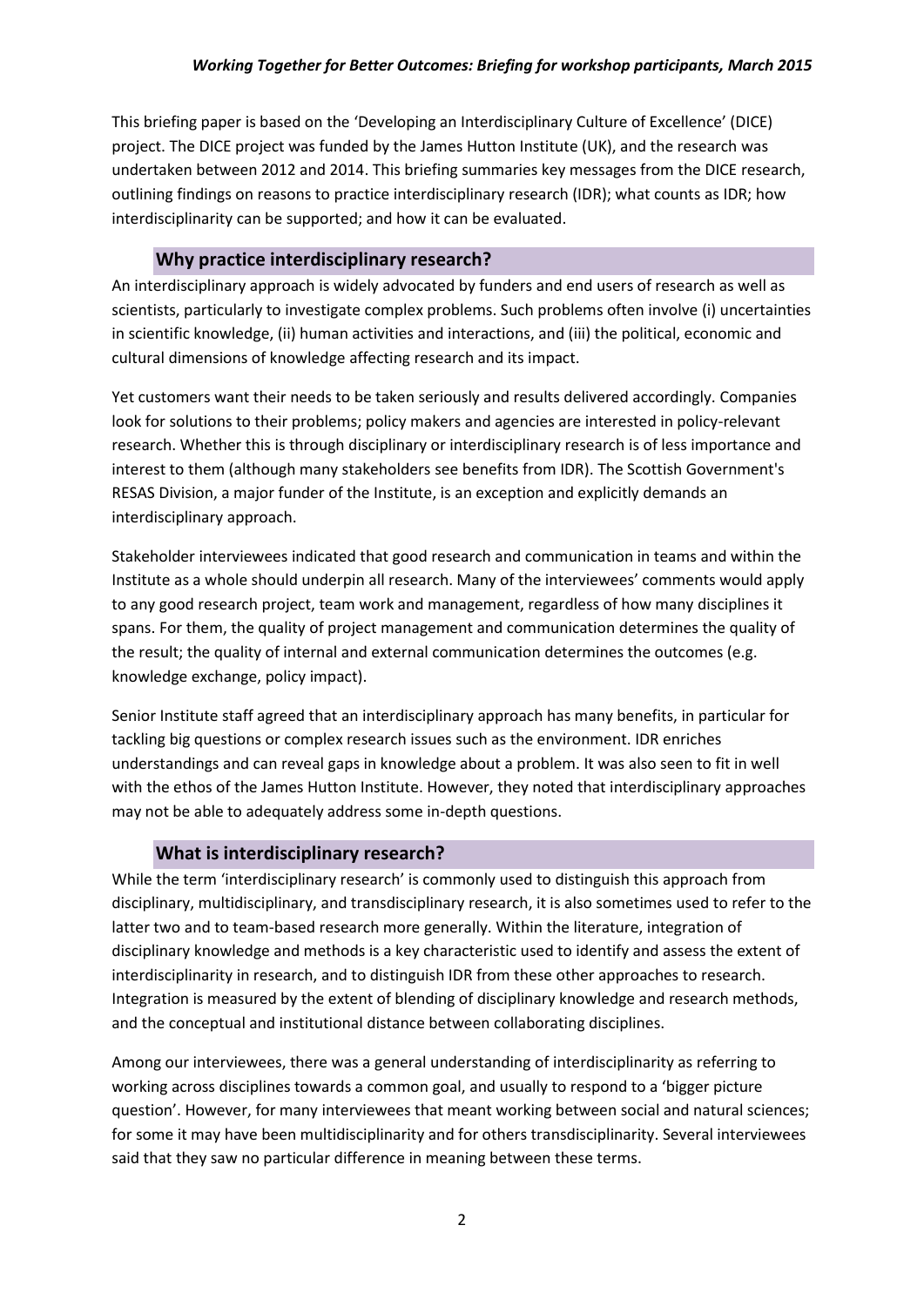This briefing paper is based on the 'Developing an Interdisciplinary Culture of Excellence' (DICE) project. The DICE project was funded by the James Hutton Institute (UK), and the research was undertaken between 2012 and 2014. This briefing summaries key messages from the DICE research, outlining findings on reasons to practice interdisciplinary research (IDR); what counts as IDR; how interdisciplinarity can be supported; and how it can be evaluated.

## Why practice interdisciplinary research?

An interdisciplinary approach is widely advocated by funders and end users of research as well as scientists, particularly to investigate complex problems. Such problems often involve (i) uncertainties in scientific knowledge, (ii) human activities and interactions, and (iii) the political, economic and cultural dimensions of knowledge affecting research and its impact.

Yet customers want their needs to be taken seriously and results delivered accordingly. Companies look for solutions to their problems; policy makers and agencies are interested in policy-relevant research. Whether this is through disciplinary or interdisciplinary research is of less importance and interest to them (although many stakeholders see benefits from IDR). The Scottish Government's RESAS Division, a major funder of the Institute, is an exception and explicitly demands an interdisciplinary approach.

Stakeholder interviewees indicated that good research and communication in teams and within the Institute as a whole should underpin all research. Many of the interviewees' comments would apply to any good research project, team work and management, regardless of how many disciplines it spans. For them, the quality of project management and communication determines the quality of the result; the quality of internal and external communication determines the outcomes (e.g. knowledge exchange, policy impact).

Senior Institute staff agreed that an interdisciplinary approach has many benefits, in particular for tackling big questions or complex research issues such as the environment. IDR enriches understandings and can reveal gaps in knowledge about a problem. It was also seen to fit in well with the ethos of the James Hutton Institute. However, they noted that interdisciplinary approaches may not be able to adequately address some in-depth questions.

## What is interdisciplinary research?

While the term 'interdisciplinary research' is commonly used to distinguish this approach from disciplinary, multidisciplinary, and transdisciplinary research, it is also sometimes used to refer to the latter two and to team-based research more generally. Within the literature, integration of disciplinary knowledge and methods is a key characteristic used to identify and assess the extent of interdisciplinarity in research, and to distinguish IDR from these other approaches to research. Integration is measured by the extent of blending of disciplinary knowledge and research methods, and the conceptual and institutional distance between collaborating disciplines.

Among our interviewees, there was a general understanding of interdisciplinarity as referring to working across disciplines towards a common goal, and usually to respond to a 'bigger picture question'. However, for many interviewees that meant working between social and natural sciences; for some it may have been multidisciplinarity and for others transdisciplinarity. Several interviewees said that they saw no particular difference in meaning between these terms.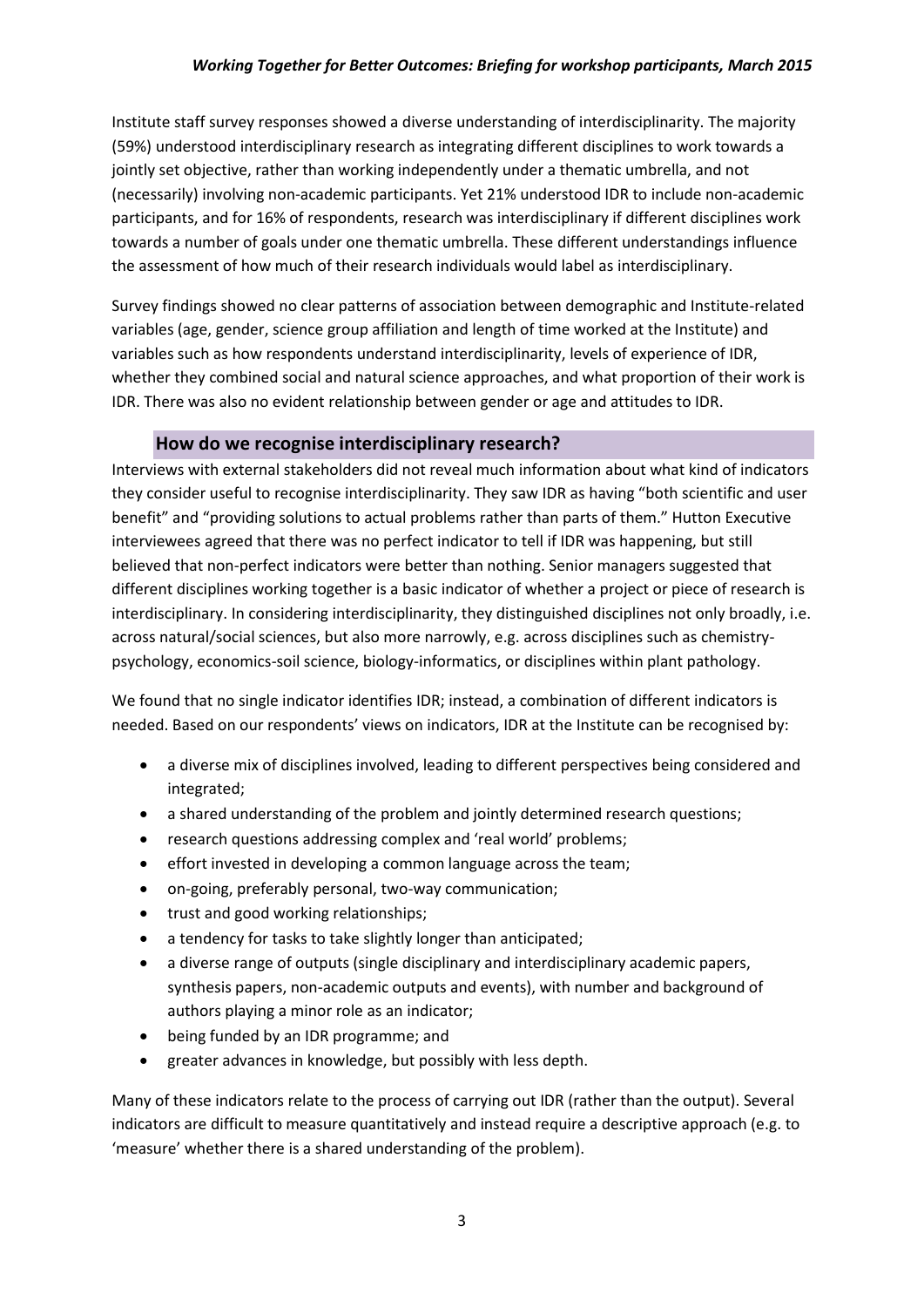Institute staff survey responses showed a diverse understanding of interdisciplinarity. The majority (59%) understood interdisciplinary research as integrating different disciplines to work towards a jointly set objective, rather than working independently under a thematic umbrella, and not (necessarily) involving non-academic participants. Yet 21% understood IDR to include non-academic participants, and for 16% of respondents, research was interdisciplinary if different disciplines work towards a number of goals under one thematic umbrella. These different understandings influence the assessment of how much of their research individuals would label as interdisciplinary.

Survey findings showed no clear patterns of association between demographic and Institute-related variables (age, gender, science group affiliation and length of time worked at the Institute) and variables such as how respondents understand interdisciplinarity, levels of experience of IDR, whether they combined social and natural science approaches, and what proportion of their work is IDR. There was also no evident relationship between gender or age and attitudes to IDR.

## How do we recognise interdisciplinary research?

Interviews with external stakeholders did not reveal much information about what kind of indicators they consider useful to recognise interdisciplinarity. They saw IDR as having "both scientific and user benefit" and "providing solutions to actual problems rather than parts of them." Hutton Executive interviewees agreed that there was no perfect indicator to tell if IDR was happening, but still believed that non-perfect indicators were better than nothing. Senior managers suggested that different disciplines working together is a basic indicator of whether a project or piece of research is interdisciplinary. In considering interdisciplinarity, they distinguished disciplines not only broadly, i.e. across natural/social sciences, but also more narrowly, e.g. across disciplines such as chemistry-psychology, economics-soil science, biology-informatics, or disciplines within plant pathology.

We found that no single indicator identifies IDR; instead, a combination of different indicators is needed. Based on our respondents' views on indicators, IDR at the Institute can be recognised by:

- a diverse mix of disciplines involved, leading to different perspectives being considered and integrated;
- a shared understanding of the problem and jointly determined research questions;
- research questions addressing complex and 'real world' problems;
- effort invested in developing a common language across the team;
- on-going, preferably personal, two-way communication;
- trust and good working relationships;
- a tendency for tasks to take slightly longer than anticipated;
- a diverse range of outputs (single disciplinary and interdisciplinary academic papers, synthesis papers, non-academic outputs and events), with number and background of authors playing a minor role as an indicator;
- being funded by an IDR programme; and
- greater advances in knowledge, but possibly with less depth.

Many of these indicators relate to the process of carrying out IDR (rather than the output). Several indicators are difficult to measure quantitatively and instead require a descriptive approach (e.g. to 'measure' whether there is a shared understanding of the problem).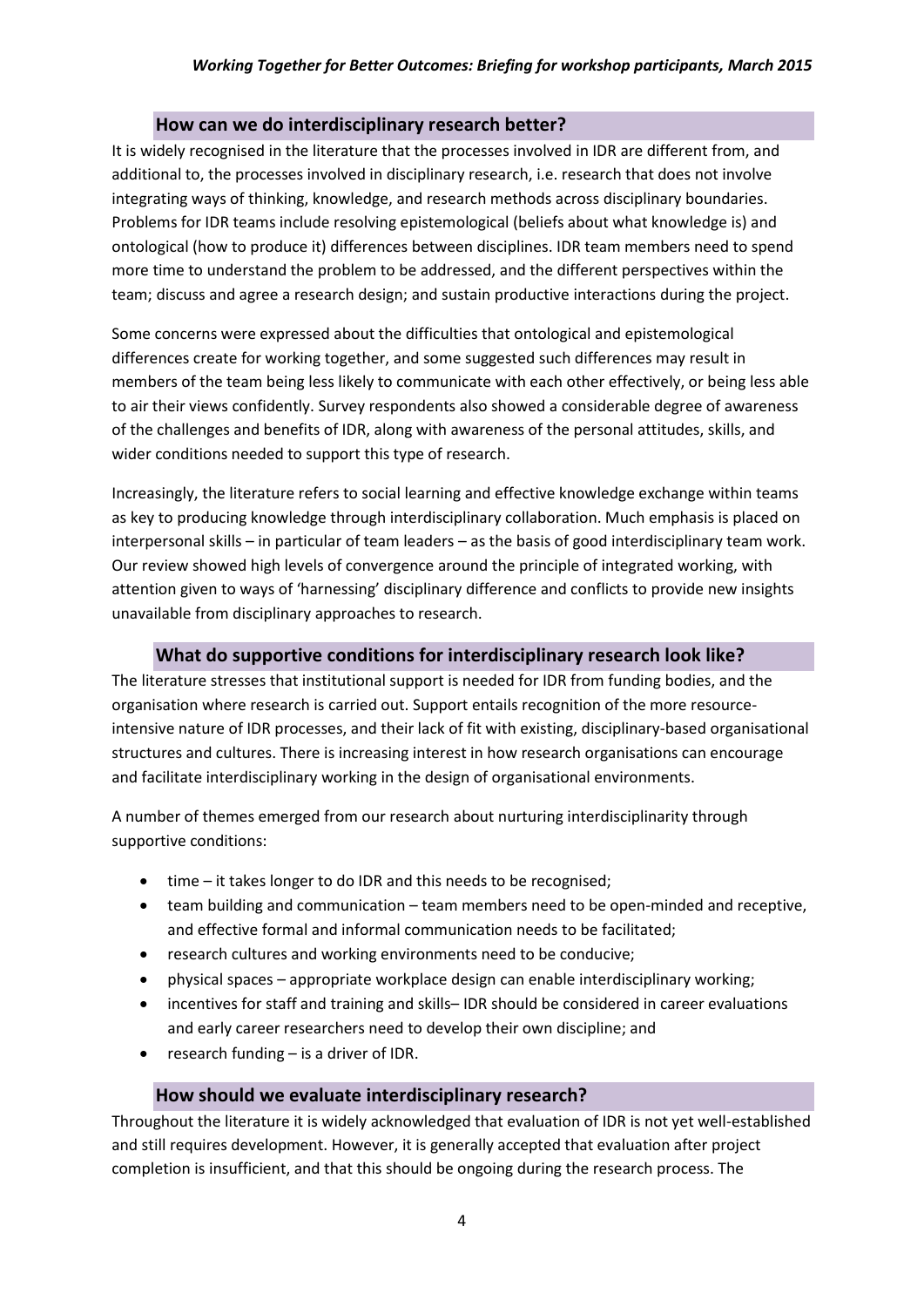## How can we do interdisciplinary research better?

It is widely recognised in the literature that the processes involved in IDR are different from, and additional to, the processes involved in disciplinary research, i.e. research that does not involve integrating ways of thinking, knowledge, and research methods across disciplinary boundaries. Problems for IDR teams include resolving epistemological (beliefs about what knowledge is) and ontological (how to produce it) differences between disciplines. IDR team members need to spend more time to understand the problem to be addressed, and the different perspectives within the team; discuss and agree a research design; and sustain productive interactions during the project.

Some concerns were expressed about the difficulties that ontological and epistemological differences create for working together, and some suggested such differences may result in members of the team being less likely to communicate with each other effectively, or being less able to air their views confidently. Survey respondents also showed a considerable degree of awareness of the challenges and benefits of IDR, along with awareness of the personal attitudes, skills, and wider conditions needed to support this type of research.

Increasingly, the literature refers to social learning and effective knowledge exchange within teams as key to producing knowledge through interdisciplinary collaboration. Much emphasis is placed on interpersonal skills – in particular of team leaders – as the basis of good interdisciplinary team work. Our review showed high levels of convergence around the principle of integrated working, with attention given to ways of 'harnessing' disciplinary difference and conflicts to provide new insights unavailable from disciplinary approaches to research.

## What do supportive conditions for interdisciplinary research look like?

The literature stresses that institutional support is needed for IDR from funding bodies, and the organisation where research is carried out. Support entails recognition of the more resource-intensive nature of IDR processes, and their lack of fit with existing, disciplinary-based organisational structures and cultures. There is increasing interest in how research organisations can encourage and facilitate interdisciplinary working in the design of organisational environments.

A number of themes emerged from our research about nurturing interdisciplinarity through supportive conditions:

- time – it takes longer to do IDR and this needs to be recognised;
- team building and communication – team members need to be open-minded and receptive, and effective formal and informal communication needs to be facilitated;
- research cultures and working environments need to be conducive;
- physical spaces – appropriate workplace design can enable interdisciplinary working;
- incentives for staff and training and skills– IDR should be considered in career evaluations and early career researchers need to develop their own discipline; and
- research funding – is a driver of IDR.

## How should we evaluate interdisciplinary research?

Throughout the literature it is widely acknowledged that evaluation of IDR is not yet well-established and still requires development. However, it is generally accepted that evaluation after project completion is insufficient, and that this should be ongoing during the research process. The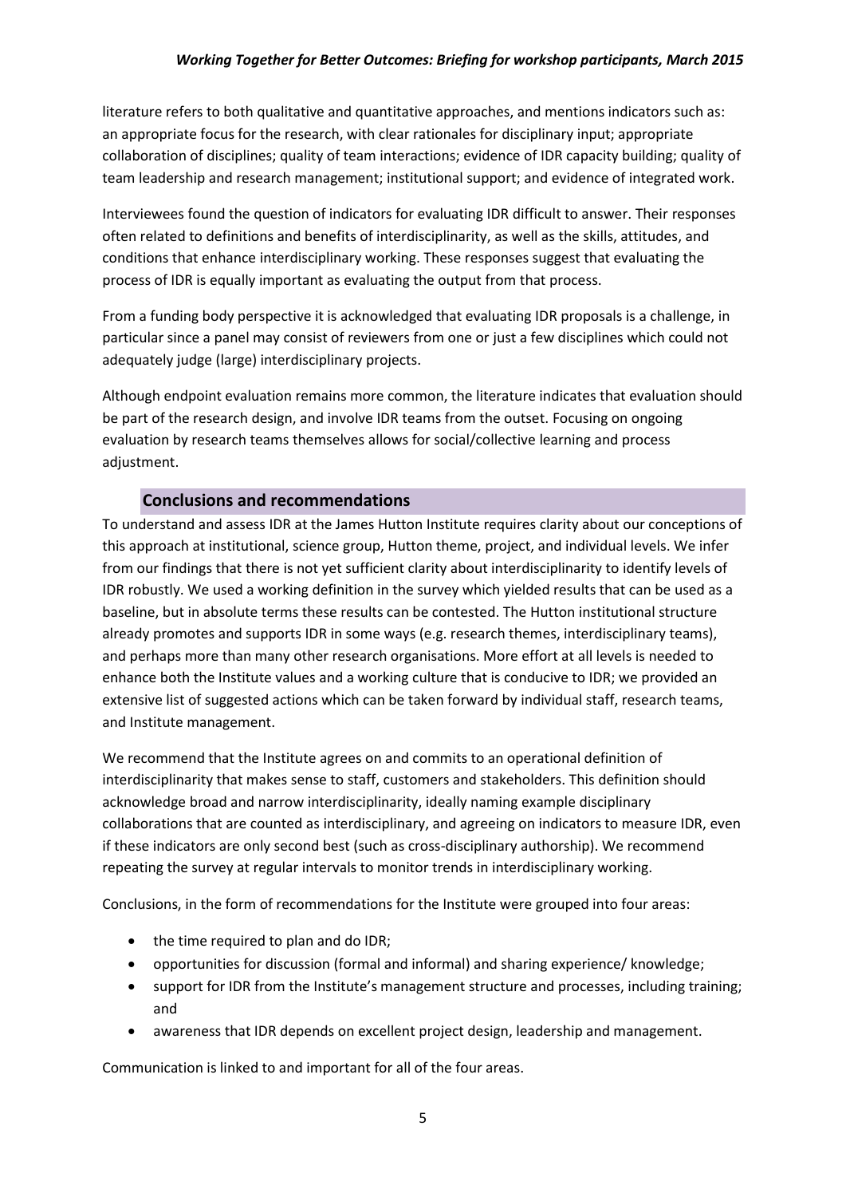literature refers to both qualitative and quantitative approaches, and mentions indicators such as: an appropriate focus for the research, with clear rationales for disciplinary input; appropriate collaboration of disciplines; quality of team interactions; evidence of IDR capacity building; quality of team leadership and research management; institutional support; and evidence of integrated work.

Interviewees found the question of indicators for evaluating IDR difficult to answer. Their responses often related to definitions and benefits of interdisciplinarity, as well as the skills, attitudes, and conditions that enhance interdisciplinary working. These responses suggest that evaluating the process of IDR is equally important as evaluating the output from that process.

From a funding body perspective it is acknowledged that evaluating IDR proposals is a challenge, in particular since a panel may consist of reviewers from one or just a few disciplines which could not adequately judge (large) interdisciplinary projects.

Although endpoint evaluation remains more common, the literature indicates that evaluation should be part of the research design, and involve IDR teams from the outset. Focusing on ongoing evaluation by research teams themselves allows for social/collective learning and process adjustment.

## Conclusions and recommendations

To understand and assess IDR at the James Hutton Institute requires clarity about our conceptions of this approach at institutional, science group, Hutton theme, project, and individual levels. We infer from our findings that there is not yet sufficient clarity about interdisciplinarity to identify levels of IDR robustly. We used a working definition in the survey which yielded results that can be used as a baseline, but in absolute terms these results can be contested. The Hutton institutional structure already promotes and supports IDR in some ways (e.g. research themes, interdisciplinary teams), and perhaps more than many other research organisations. More effort at all levels is needed to enhance both the Institute values and a working culture that is conducive to IDR; we provided an extensive list of suggested actions which can be taken forward by individual staff, research teams, and Institute management.

We recommend that the Institute agrees on and commits to an operational definition of interdisciplinarity that makes sense to staff, customers and stakeholders. This definition should acknowledge broad and narrow interdisciplinarity, ideally naming example disciplinary collaborations that are counted as interdisciplinary, and agreeing on indicators to measure IDR, even if these indicators are only second best (such as cross-disciplinary authorship). We recommend repeating the survey at regular intervals to monitor trends in interdisciplinary working.

Conclusions, in the form of recommendations for the Institute were grouped into four areas:

- the time required to plan and do IDR;
- opportunities for discussion (formal and informal) and sharing experience/ knowledge;
- support for IDR from the Institute's management structure and processes, including training; and
- awareness that IDR depends on excellent project design, leadership and management.

Communication is linked to and important for all of the four areas.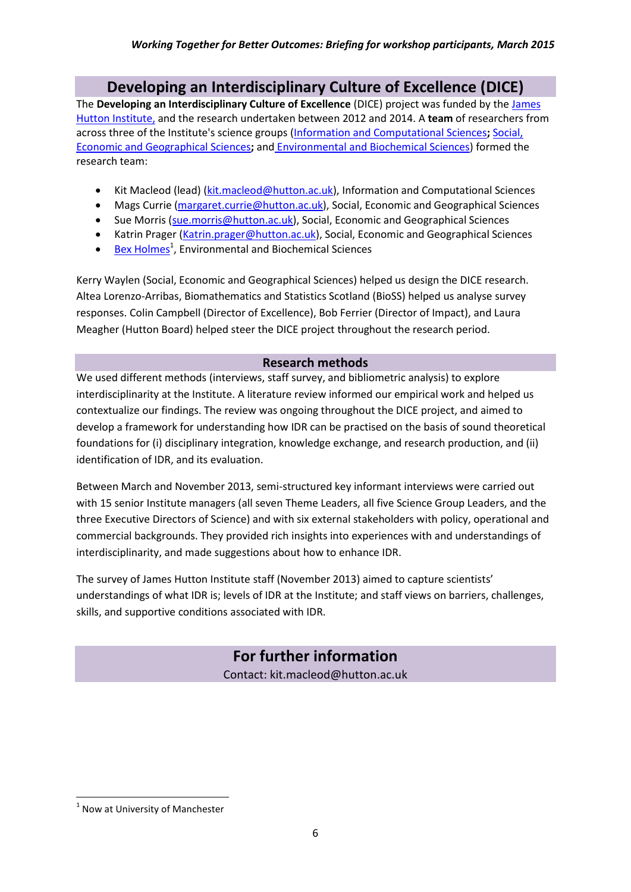## Developing an Interdisciplinary Culture of Excellence (DICE)

The **Developing an Interdisciplinary Culture of Excellence** (DICE) project was funded by the James Hutton Institute, and the research undertaken between 2012 and 2014. A **team** of researchers from across three of the Institute's science groups (Information and Computational Sciences**;** Social, Economic and Geographical Sciences**;** and Environmental and Biochemical Sciences) formed the research team:

- Kit Macleod (lead) (kit.macleod@hutton.ac.uk), Information and Computational Sciences
- Mags Currie (margaret.currie@hutton.ac.uk), Social, Economic and Geographical Sciences
- Sue Morris (sue.morris@hutton.ac.uk), Social, Economic and Geographical Sciences
- Katrin Prager (Katrin.prager@hutton.ac.uk), Social, Economic and Geographical Sciences
- Bex Holmes[1], Environmental and Biochemical Sciences

Kerry Waylen (Social, Economic and Geographical Sciences) helped us design the DICE research. Altea Lorenzo-Arribas, Biomathematics and Statistics Scotland (BioSS) helped us analyse survey responses. Colin Campbell (Director of Excellence), Bob Ferrier (Director of Impact), and Laura Meagher (Hutton Board) helped steer the DICE project throughout the research period.

### Research methods

We used different methods (interviews, staff survey, and bibliometric analysis) to explore interdisciplinarity at the Institute. A literature review informed our empirical work and helped us contextualize our findings. The review was ongoing throughout the DICE project, and aimed to develop a framework for understanding how IDR can be practised on the basis of sound theoretical foundations for (i) disciplinary integration, knowledge exchange, and research production, and (ii) identification of IDR, and its evaluation.

Between March and November 2013, semi-structured key informant interviews were carried out with 15 senior Institute managers (all seven Theme Leaders, all five Science Group Leaders, and the three Executive Directors of Science) and with six external stakeholders with policy, operational and commercial backgrounds. They provided rich insights into experiences with and understandings of interdisciplinarity, and made suggestions about how to enhance IDR.

The survey of James Hutton Institute staff (November 2013) aimed to capture scientists' understandings of what IDR is; levels of IDR at the Institute; and staff views on barriers, challenges, skills, and supportive conditions associated with IDR.

## For further information

Contact: kit.macleod@hutton.ac.uk

[1] Now at University of Manchester